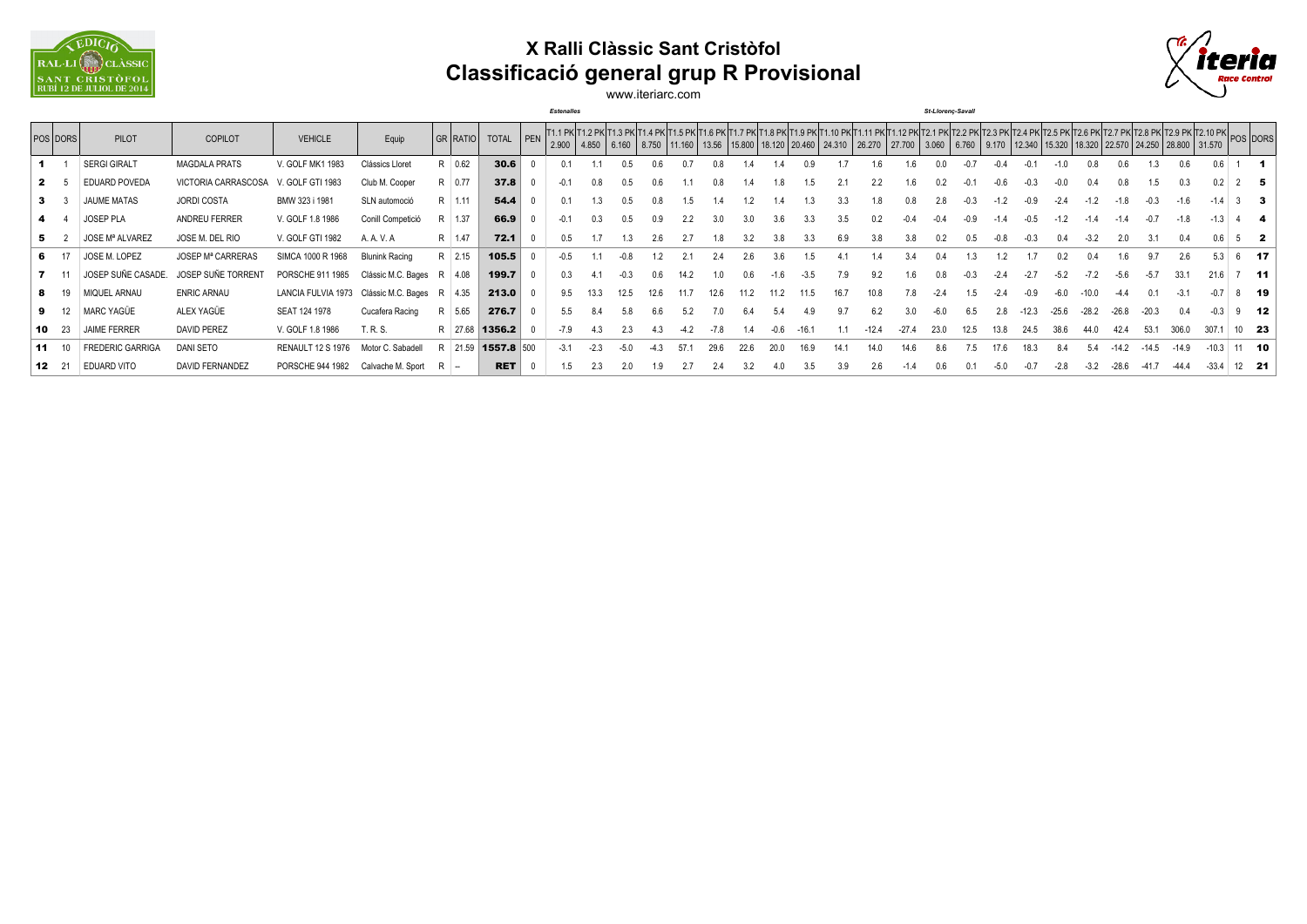# X Ralli Clàssic Sant Cristòfol
## Classificació general grup R Provisional

www.iteriarc.com

| POS | DORS | PILOT | COPILOT | VEHICLE | Equip | GR | RATIO | TOTAL | PEN | T1.1 PK 2.900 (Estenalles) | T1.2 PK 4.850 | T1.3 PK 6.160 | T1.4 PK 8.750 | T1.5 PK 11.160 | T1.6 PK 13.56 | T1.7 PK 15.800 | T1.8 PK 18.120 | T1.9 PK 20.460 | T1.10 PK 24.310 | T1.11 PK 26.270 | T1.12 PK 27.700 | T2.1 PK 3.060 (St-Llorenç-Savall) | T2.2 PK 6.760 | T2.3 PK 9.170 | T2.4 PK 12.340 | T2.5 PK 15.320 | T2.6 PK 18.320 | T2.7 PK 22.570 | T2.8 PK 24.250 | T2.9 PK 28.800 | T2.10 PK 31.570 | POS | DORS |
|---|---|---|---|---|---|---|---|---|---|---|---|---|---|---|---|---|---|---|---|---|---|---|---|---|---|---|---|---|---|---|---|---|---|
| 1 | 1 | SERGI GIRALT | MAGDALA PRATS | V. GOLF MK1 1983 | Clàssics Lloret | R | 0.62 | 30.6 | 0 | 0.1 | 1.1 | 0.5 | 0.6 | 0.7 | 0.8 | 1.4 | 1.4 | 0.9 | 1.7 | 1.6 | 1.6 | 0.0 | -0.7 | -0.4 | -0.1 | -1.0 | 0.8 | 0.6 | 1.3 | 0.6 | 0.6 | 1 | 1 |
| 2 | 5 | EDUARD POVEDA | VICTORIA CARRASCOSA | V. GOLF GTI 1983 | Club M. Cooper | R | 0.77 | 37.8 | 0 | -0.1 | 0.8 | 0.5 | 0.6 | 1.1 | 0.8 | 1.4 | 1.8 | 1.5 | 2.1 | 2.2 | 1.6 | 0.2 | -0.1 | -0.6 | -0.3 | -0.0 | 0.4 | 0.8 | 1.5 | 0.3 | 0.2 | 2 | 5 |
| 3 | 3 | JAUME MATAS | JORDI COSTA | BMW 323 i 1981 | SLN automoció | R | 1.11 | 54.4 | 0 | 0.1 | 1.3 | 0.5 | 0.8 | 1.5 | 1.4 | 1.2 | 1.4 | 1.3 | 3.3 | 1.8 | 0.8 | 2.8 | -0.3 | -1.2 | -0.9 | -2.4 | -1.2 | -1.8 | -0.3 | -1.6 | -1.4 | 3 | 3 |
| 4 | 4 | JOSEP PLA | ANDREU FERRER | V. GOLF 1.8 1986 | Conill Competició | R | 1.37 | 66.9 | 0 | -0.1 | 0.3 | 0.5 | 0.9 | 2.2 | 3.0 | 3.0 | 3.6 | 3.3 | 3.5 | 0.2 | -0.4 | -0.4 | -0.9 | -1.4 | -0.5 | -1.2 | -1.4 | -1.4 | -0.7 | -1.8 | -1.3 | 4 | 4 |
| 5 | 2 | JOSE Mª ALVAREZ | JOSE M. DEL RIO | V. GOLF GTI 1982 | A. A. V. A | R | 1.47 | 72.1 | 0 | 0.5 | 1.7 | 1.3 | 2.6 | 2.7 | 1.8 | 3.2 | 3.8 | 3.3 | 6.9 | 3.8 | 3.8 | 0.2 | 0.5 | -0.8 | -0.3 | 0.4 | -3.2 | 2.0 | 3.1 | 0.4 | 0.6 | 5 | 2 |
| 6 | 17 | JOSE M. LOPEZ | JOSEP Mª CARRERAS | SIMCA 1000 R 1968 | Blunink Racing | R | 2.15 | 105.5 | 0 | -0.5 | 1.1 | -0.8 | 1.2 | 2.1 | 2.4 | 2.6 | 3.6 | 1.5 | 4.1 | 1.4 | 3.4 | 0.4 | 1.3 | 1.2 | 1.7 | 0.2 | 0.4 | 1.6 | 9.7 | 2.6 | 5.3 | 6 | 17 |
| 7 | 11 | JOSEP SUÑE CASADE. | JOSEP SUÑE TORRENT | PORSCHE 911 1985 | Clàssic M.C. Bages | R | 4.08 | 199.7 | 0 | 0.3 | 4.1 | -0.3 | 0.6 | 14.2 | 1.0 | 0.6 | -1.6 | -3.5 | 7.9 | 9.2 | 1.6 | 0.8 | -0.3 | -2.4 | -2.7 | -5.2 | -7.2 | -5.6 | -5.7 | 33.1 | 21.6 | 7 | 11 |
| 8 | 19 | MIQUEL ARNAU | ENRIC ARNAU | LANCIA FULVIA 1973 | Clàssic M.C. Bages | R | 4.35 | 213.0 | 0 | 9.5 | 13.3 | 12.5 | 12.6 | 11.7 | 12.6 | 11.2 | 11.2 | 11.5 | 16.7 | 10.8 | 7.8 | -2.4 | 1.5 | -2.4 | -0.9 | -6.0 | -10.0 | -4.4 | 0.1 | -3.1 | -0.7 | 8 | 19 |
| 9 | 12 | MARC YAGÜE | ALEX YAGÜE | SEAT 124 1978 | Cucafera Racing | R | 5.65 | 276.7 | 0 | 5.5 | 8.4 | 5.8 | 6.6 | 5.2 | 7.0 | 6.4 | 5.4 | 4.9 | 9.7 | 6.2 | 3.0 | -6.0 | 6.5 | 2.8 | -12.3 | -25.6 | -28.2 | -26.8 | -20.3 | 0.4 | -0.3 | 9 | 12 |
| 10 | 23 | JAIME FERRER | DAVID PEREZ | V. GOLF 1.8 1986 | T. R. S. | R | 27.68 | 1356.2 | 0 | -7.9 | 4.3 | 2.3 | 4.3 | -4.2 | -7.8 | 1.4 | -0.6 | -16.1 | 1.1 | -12.4 | -27.4 | 23.0 | 12.5 | 13.8 | 24.5 | 38.6 | 44.0 | 42.4 | 53.1 | 306.0 | 307.1 | 10 | 23 |
| 11 | 10 | FREDERIC GARRIGA | DANI SETO | RENAULT 12 S 1976 | Motor C. Sabadell | R | 21.59 | 1557.8 | 500 | -3.1 | -2.3 | -5.0 | -4.3 | 57.1 | 29.6 | 22.6 | 20.0 | 16.9 | 14.1 | 14.0 | 14.6 | 8.6 | 7.5 | 17.6 | 18.3 | 8.4 | 5.4 | -14.2 | -14.5 | -14.9 | -10.3 | 11 | 10 |
| 12 | 21 | EDUARD VITO | DAVID FERNANDEZ | PORSCHE 944 1982 | Calvache M. Sport | R | -- | RET | 0 | 1.5 | 2.3 | 2.0 | 1.9 | 2.7 | 2.4 | 3.2 | 4.0 | 3.5 | 3.9 | 2.6 | -1.4 | 0.6 | 0.1 | -5.0 | -0.7 | -2.8 | -3.2 | -28.6 | -41.7 | -44.4 | -33.4 | 12 | 21 |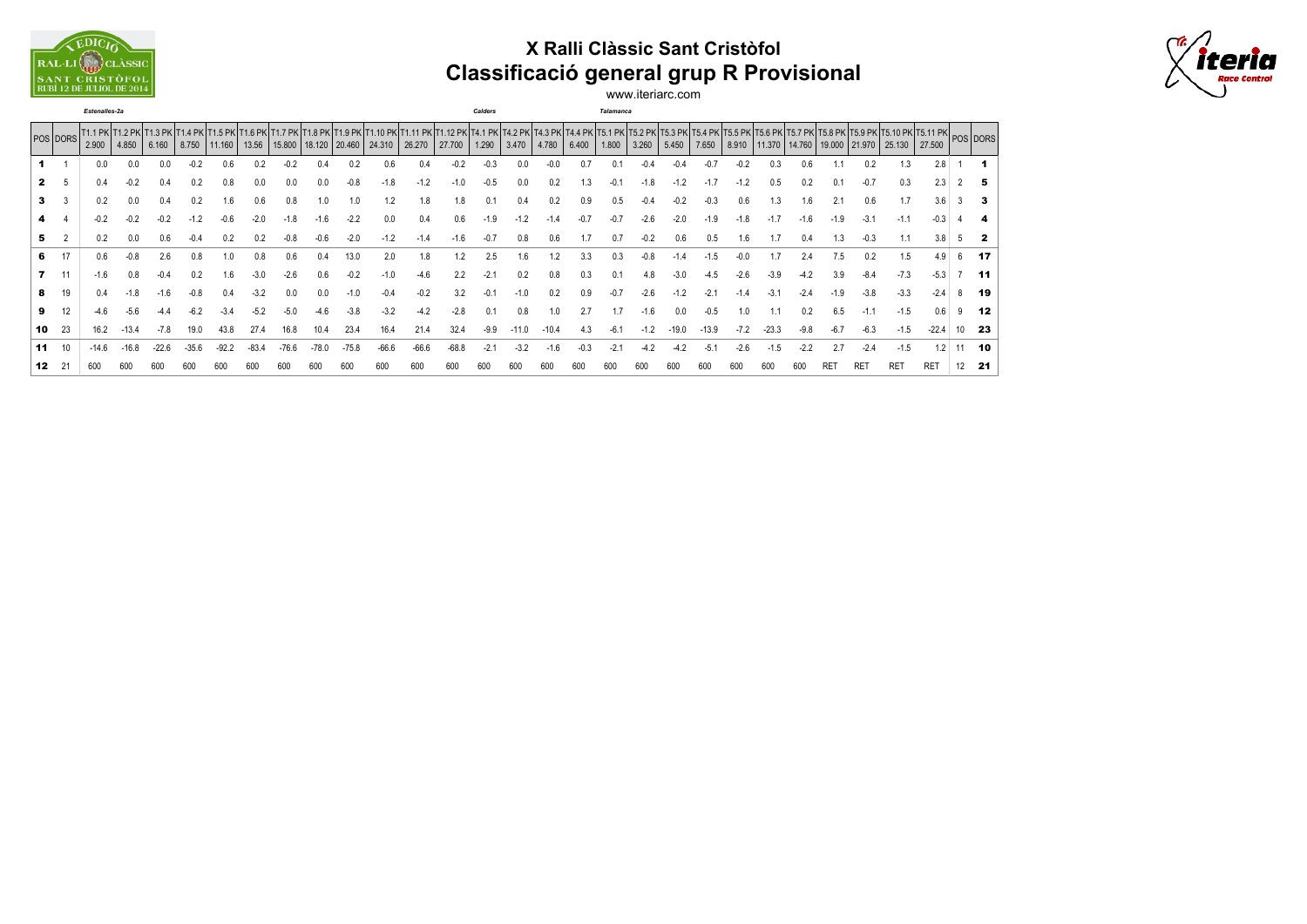# X Ralli Clàssic Sant Cristòfol
# Classificació general grup R Provisional

www.iteriarc.com

| POS | DORS | T1.1 PK 2.900 | T1.2 PK 4.850 | T1.3 PK 6.160 | T1.4 PK 8.750 | T1.5 PK 11.160 | T1.6 PK 13.56 | T1.7 PK 15.800 | T1.8 PK 18.120 | T1.9 PK 20.460 | T1.10 PK 24.310 | T1.11 PK 26.270 | T1.12 PK 27.700 | T4.1 PK 1.290 | T4.2 PK 3.470 | T4.3 PK 4.780 | T4.4 PK 6.400 | T5.1 PK 1.800 | T5.2 PK 3.260 | T5.3 PK 5.450 | T5.4 PK 7.650 | T5.5 PK 8.910 | T5.6 PK 11.370 | T5.7 PK 14.760 | T5.8 PK 19.000 | T5.9 PK 21.970 | T5.10 PK 25.130 | T5.11 PK 27.500 | POS | DORS |
|---|---|---|---|---|---|---|---|---|---|---|---|---|---|---|---|---|---|---|---|---|---|---|---|---|---|---|---|---|---|---|
| | | *Estenalles-2a* | | | | | | | | | | | | *Calders* | | | | *Talamanca* | | | | | | | | | | | | |
| 1 | 1 | 0.0 | 0.0 | 0.0 | -0.2 | 0.6 | 0.2 | -0.2 | 0.4 | 0.2 | 0.6 | 0.4 | -0.2 | -0.3 | 0.0 | -0.0 | 0.7 | 0.1 | -0.4 | -0.4 | -0.7 | -0.2 | 0.3 | 0.6 | 1.1 | 0.2 | 1.3 | 2.8 | 1 | 1 |
| 2 | 5 | 0.4 | -0.2 | 0.4 | 0.2 | 0.8 | 0.0 | 0.0 | 0.0 | -0.8 | -1.8 | -1.2 | -1.0 | -0.5 | 0.0 | 0.2 | 1.3 | -0.1 | -1.8 | -1.2 | -1.7 | -1.2 | 0.5 | 0.2 | 0.1 | -0.7 | 0.3 | 2.3 | 2 | 5 |
| 3 | 3 | 0.2 | 0.0 | 0.4 | 0.2 | 1.6 | 0.6 | 0.8 | 1.0 | 1.0 | 1.2 | 1.8 | 1.8 | 0.1 | 0.4 | 0.2 | 0.9 | 0.5 | -0.4 | -0.2 | -0.3 | 0.6 | 1.3 | 1.6 | 2.1 | 0.6 | 1.7 | 3.6 | 3 | 3 |
| 4 | 4 | -0.2 | -0.2 | -0.2 | -1.2 | -0.6 | -2.0 | -1.8 | -1.6 | -2.2 | 0.0 | 0.4 | 0.6 | -1.9 | -1.2 | -1.4 | -0.7 | -0.7 | -2.6 | -2.0 | -1.9 | -1.8 | -1.7 | -1.6 | -1.9 | -3.1 | -1.1 | -0.3 | 4 | 4 |
| 5 | 2 | 0.2 | 0.0 | 0.6 | -0.4 | 0.2 | 0.2 | -0.8 | -0.6 | -2.0 | -1.2 | -1.4 | -1.6 | -0.7 | 0.8 | 0.6 | 1.7 | 0.7 | -0.2 | 0.6 | 0.5 | 1.6 | 1.7 | 0.4 | 1.3 | -0.3 | 1.1 | 3.8 | 5 | 2 |
| 6 | 17 | 0.6 | -0.8 | 2.6 | 0.8 | 1.0 | 0.8 | 0.6 | 0.4 | 13.0 | 2.0 | 1.8 | 1.2 | 2.5 | 1.6 | 1.2 | 3.3 | 0.3 | -0.8 | -1.4 | -1.5 | -0.0 | 1.7 | 2.4 | 7.5 | 0.2 | 1.5 | 4.9 | 6 | 17 |
| 7 | 11 | -1.6 | 0.8 | -0.4 | 0.2 | 1.6 | -3.0 | -2.6 | 0.6 | -0.2 | -1.0 | -4.6 | 2.2 | -2.1 | 0.2 | 0.8 | 0.3 | 0.1 | 4.8 | -3.0 | -4.5 | -2.6 | -3.9 | -4.2 | 3.9 | -8.4 | -7.3 | -5.3 | 7 | 11 |
| 8 | 19 | 0.4 | -1.8 | -1.6 | -0.8 | 0.4 | -3.2 | 0.0 | 0.0 | -1.0 | -0.4 | -0.2 | 3.2 | -0.1 | -1.0 | 0.2 | 0.9 | -0.7 | -2.6 | -1.2 | -2.1 | -1.4 | -3.1 | -2.4 | -1.9 | -3.8 | -3.3 | -2.4 | 8 | 19 |
| 9 | 12 | -4.6 | -5.6 | -4.4 | -6.2 | -3.4 | -5.2 | -5.0 | -4.6 | -3.8 | -3.2 | -4.2 | -2.8 | 0.1 | 0.8 | 1.0 | 2.7 | 1.7 | -1.6 | 0.0 | -0.5 | 1.0 | 1.1 | 0.2 | 6.5 | -1.1 | -1.5 | 0.6 | 9 | 12 |
| 10 | 23 | 16.2 | -13.4 | -7.8 | 19.0 | 43.8 | 27.4 | 16.8 | 10.4 | 23.4 | 16.4 | 21.4 | 32.4 | -9.9 | -11.0 | -10.4 | 4.3 | -6.1 | -1.2 | -19.0 | -13.9 | -7.2 | -23.3 | -9.8 | -6.7 | -6.3 | -1.5 | -22.4 | 10 | 23 |
| 11 | 10 | -14.6 | -16.8 | -22.6 | -35.6 | -92.2 | -83.4 | -76.6 | -78.0 | -75.8 | -66.6 | -66.6 | -68.8 | -2.1 | -3.2 | -1.6 | -0.3 | -2.1 | -4.2 | -4.2 | -5.1 | -2.6 | -1.5 | -2.2 | 2.7 | -2.4 | -1.5 | 1.2 | 11 | 10 |
| 12 | 21 | 600 | 600 | 600 | 600 | 600 | 600 | 600 | 600 | 600 | 600 | 600 | 600 | 600 | 600 | 600 | 600 | 600 | 600 | 600 | 600 | 600 | 600 | 600 | RET | RET | RET | RET | 12 | 21 |